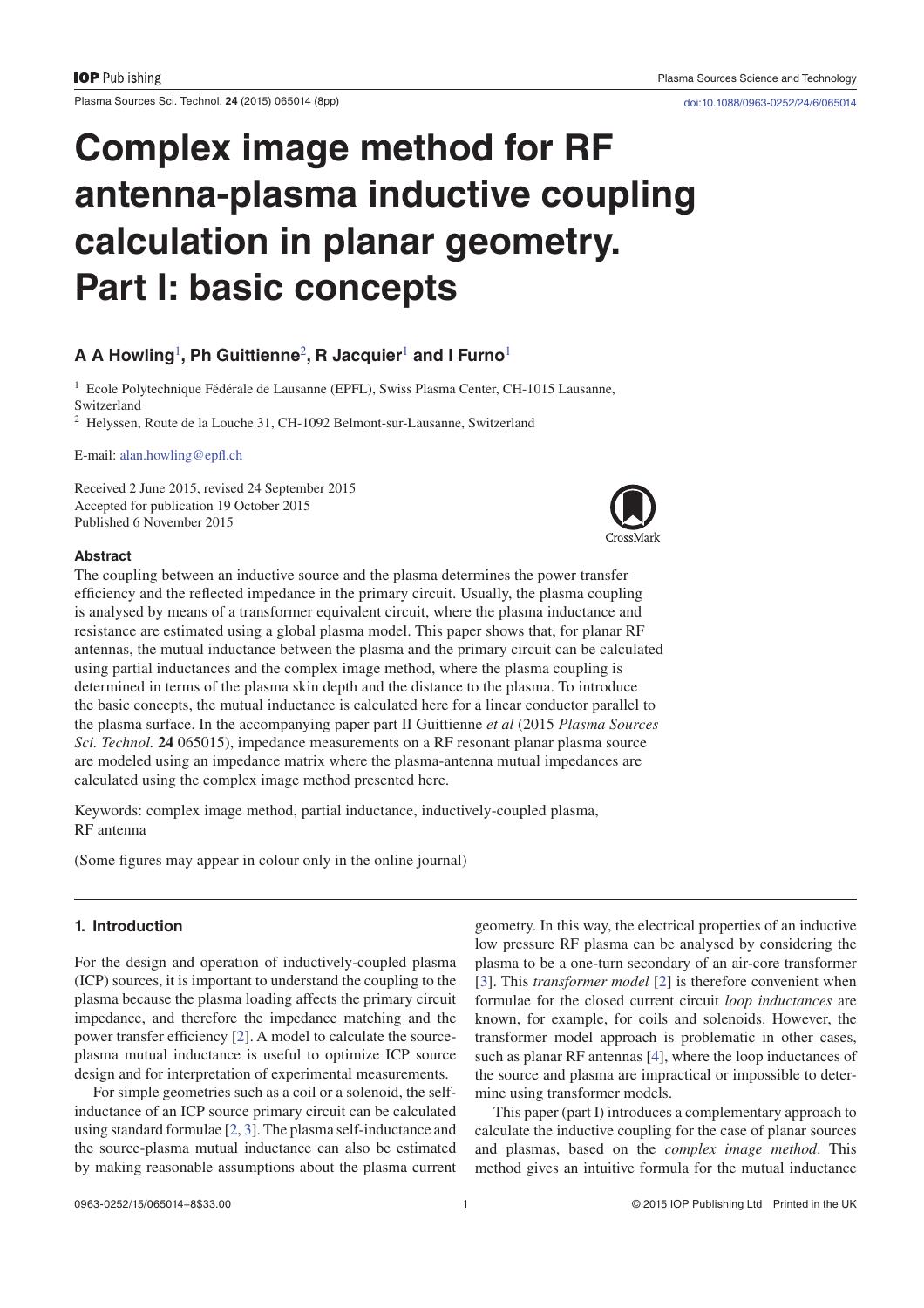# Complex image method for RF antenna-plasma inductive coupling calculation in planar geometry. Part I: basic concepts

**A A Howling[1], Ph Guittienne[2], R Jacquier[1] and I Furno[1]**

[1] Ecole Polytechnique Fédérale de Lausanne (EPFL), Swiss Plasma Center, CH-1015 Lausanne, Switzerland

[2] Helyssen, Route de la Louche 31, CH-1092 Belmont-sur-Lausanne, Switzerland

E-mail: alan.howling@epfl.ch

Received 2 June 2015, revised 24 September 2015
Accepted for publication 19 October 2015
Published 6 November 2015

### Abstract

The coupling between an inductive source and the plasma determines the power transfer efficiency and the reflected impedance in the primary circuit. Usually, the plasma coupling is analysed by means of a transformer equivalent circuit, where the plasma inductance and resistance are estimated using a global plasma model. This paper shows that, for planar RF antennas, the mutual inductance between the plasma and the primary circuit can be calculated using partial inductances and the complex image method, where the plasma coupling is determined in terms of the plasma skin depth and the distance to the plasma. To introduce the basic concepts, the mutual inductance is calculated here for a linear conductor parallel to the plasma surface. In the accompanying paper part II Guittienne *et al* (2015 *Plasma Sources Sci. Technol.* **24** 065015), impedance measurements on a RF resonant planar plasma source are modeled using an impedance matrix where the plasma-antenna mutual impedances are calculated using the complex image method presented here.

Keywords: complex image method, partial inductance, inductively-coupled plasma, RF antenna

(Some figures may appear in colour only in the online journal)

## 1. Introduction

For the design and operation of inductively-coupled plasma (ICP) sources, it is important to understand the coupling to the plasma because the plasma loading affects the primary circuit impedance, and therefore the impedance matching and the power transfer efficiency [2]. A model to calculate the source-plasma mutual inductance is useful to optimize ICP source design and for interpretation of experimental measurements.

For simple geometries such as a coil or a solenoid, the self-inductance of an ICP source primary circuit can be calculated using standard formulae [2, 3]. The plasma self-inductance and the source-plasma mutual inductance can also be estimated by making reasonable assumptions about the plasma current geometry. In this way, the electrical properties of an inductive low pressure RF plasma can be analysed by considering the plasma to be a one-turn secondary of an air-core transformer [3]. This *transformer model* [2] is therefore convenient when formulae for the closed current circuit *loop inductances* are known, for example, for coils and solenoids. However, the transformer model approach is problematic in other cases, such as planar RF antennas [4], where the loop inductances of the source and plasma are impractical or impossible to determine using transformer models.

This paper (part I) introduces a complementary approach to calculate the inductive coupling for the case of planar sources and plasmas, based on the *complex image method*. This method gives an intuitive formula for the mutual inductance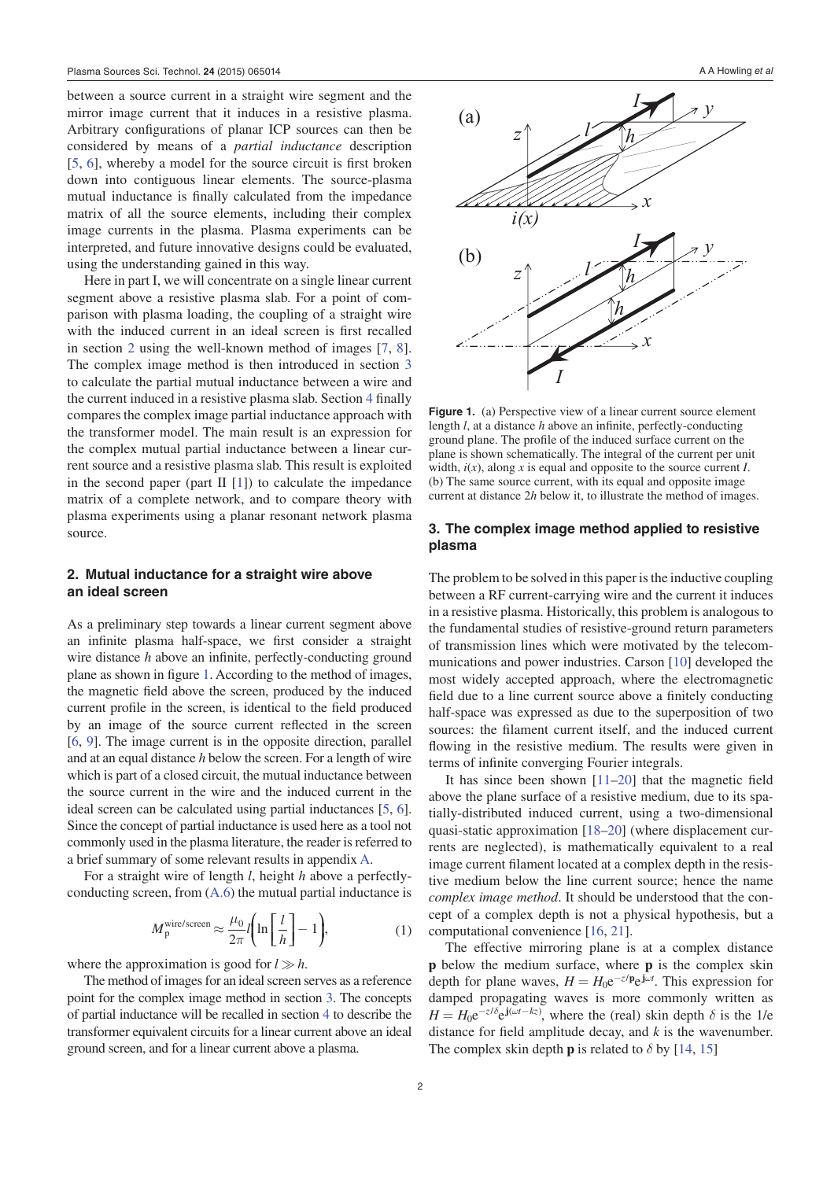between a source current in a straight wire segment and the mirror image current that it induces in a resistive plasma. Arbitrary configurations of planar ICP sources can then be considered by means of a *partial inductance* description [5, 6], whereby a model for the source circuit is first broken down into contiguous linear elements. The source-plasma mutual inductance is finally calculated from the impedance matrix of all the source elements, including their complex image currents in the plasma. Plasma experiments can be interpreted, and future innovative designs could be evaluated, using the understanding gained in this way.

Here in part I, we will concentrate on a single linear current segment above a resistive plasma slab. For a point of comparison with plasma loading, the coupling of a straight wire with the induced current in an ideal screen is first recalled in section 2 using the well-known method of images [7, 8]. The complex image method is then introduced in section 3 to calculate the partial mutual inductance between a wire and the current induced in a resistive plasma slab. Section 4 finally compares the complex image partial inductance approach with the transformer model. The main result is an expression for the complex mutual partial inductance between a linear current source and a resistive plasma slab. This result is exploited in the second paper (part II [1]) to calculate the impedance matrix of a complete network, and to compare theory with plasma experiments using a planar resonant network plasma source.

## 2. Mutual inductance for a straight wire above an ideal screen

As a preliminary step towards a linear current segment above an infinite plasma half-space, we first consider a straight wire distance $h$ above an infinite, perfectly-conducting ground plane as shown in figure 1. According to the method of images, the magnetic field above the screen, produced by the induced current profile in the screen, is identical to the field produced by an image of the source current reflected in the screen [6, 9]. The image current is in the opposite direction, parallel and at an equal distance $h$ below the screen. For a length of wire which is part of a closed circuit, the mutual inductance between the source current in the wire and the induced current in the ideal screen can be calculated using partial inductances [5, 6]. Since the concept of partial inductance is used here as a tool not commonly used in the plasma literature, the reader is referred to a brief summary of some relevant results in appendix A.

For a straight wire of length $l$, height $h$ above a perfectly-conducting screen, from (A.6) the mutual partial inductance is

$$M_{\text{p}}^{\text{wire/screen}} \approx \frac{\mu_0}{2\pi} l \left( \ln \left[ \frac{l}{h} \right] - 1 \right), \tag{1}$$

where the approximation is good for $l \gg h$.

The method of images for an ideal screen serves as a reference point for the complex image method in section 3. The concepts of partial inductance will be recalled in section 4 to describe the transformer equivalent circuits for a linear current above an ideal ground screen, and for a linear current above a plasma.

(a)

(b)

**Figure 1.** (a) Perspective view of a linear current source element length $l$, at a distance $h$ above an infinite, perfectly-conducting ground plane. The profile of the induced surface current on the plane is shown schematically. The integral of the current per unit width, $i(x)$, along $x$ is equal and opposite to the source current $I$. (b) The same source current, with its equal and opposite image current at distance $2h$ below it, to illustrate the method of images.

## 3. The complex image method applied to resistive plasma

The problem to be solved in this paper is the inductive coupling between a RF current-carrying wire and the current it induces in a resistive plasma. Historically, this problem is analogous to the fundamental studies of resistive-ground return parameters of transmission lines which were motivated by the telecommunications and power industries. Carson [10] developed the most widely accepted approach, where the electromagnetic field due to a line current source above a finitely conducting half-space was expressed as due to the superposition of two sources: the filament current itself, and the induced current flowing in the resistive medium. The results were given in terms of infinite converging Fourier integrals.

It has since been shown [11–20] that the magnetic field above the plane surface of a resistive medium, due to its spatially-distributed induced current, using a two-dimensional quasi-static approximation [18–20] (where displacement currents are neglected), is mathematically equivalent to a real image current filament located at a complex depth in the resistive medium below the line current source; hence the name *complex image method*. It should be understood that the concept of a complex depth is not a physical hypothesis, but a computational convenience [16, 21].

The effective mirroring plane is at a complex distance $\mathbf{p}$ below the medium surface, where $\mathbf{p}$ is the complex skin depth for plane waves, $H = H_0 \text{e}^{-z/\mathbf{p}} \text{e}^{\text{j}\omega t}$. This expression for damped propagating waves is more commonly written as $H = H_0 \text{e}^{-z/\delta} \text{e}^{\text{j}(\omega t - kz)}$, where the (real) skin depth $\delta$ is the 1/e distance for field amplitude decay, and $k$ is the wavenumber. The complex skin depth $\mathbf{p}$ is related to $\delta$ by [14, 15]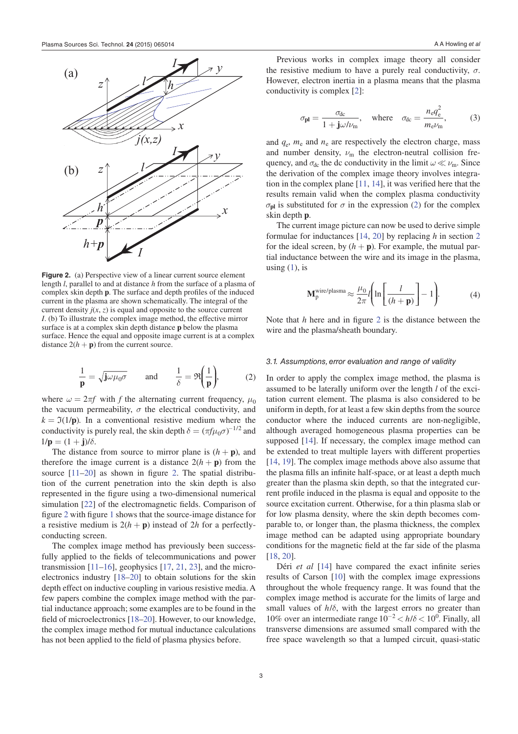(a)

(b)

**Figure 2.** (a) Perspective view of a linear current source element length $l$, parallel to and at distance $h$ from the surface of a plasma of complex skin depth $\mathbf{p}$. The surface and depth profiles of the induced current in the plasma are shown schematically. The integral of the current density $j(x, z)$ is equal and opposite to the source current $I$. (b) To illustrate the complex image method, the effective mirror surface is at a complex skin depth distance $\mathbf{p}$ below the plasma surface. Hence the equal and opposite image current is at a complex distance $2(h + \mathbf{p})$ from the current source.

$$\frac{1}{\mathbf{p}} = \sqrt{\mathbf{j}\omega\mu_0\sigma} \qquad \text{and} \qquad \frac{1}{\delta} = \Re\left(\frac{1}{\mathbf{p}}\right), \tag{2}$$

where $\omega = 2\pi f$ with $f$ the alternating current frequency, $\mu_0$ the vacuum permeability, $\sigma$ the electrical conductivity, and $k = \Im(1/\mathbf{p})$. In a conventional resistive medium where the conductivity is purely real, the skin depth $\delta = (\pi f \mu_0 \sigma)^{-1/2}$ and $1/\mathbf{p} = (1 + \mathbf{j})/\delta$.

The distance from source to mirror plane is $(h + \mathbf{p})$, and therefore the image current is a distance $2(h + \mathbf{p})$ from the source [11–20] as shown in figure 2. The spatial distribution of the current penetration into the skin depth is also represented in the figure using a two-dimensional numerical simulation [22] of the electromagnetic fields. Comparison of figure 2 with figure 1 shows that the source-image distance for a resistive medium is $2(h + \mathbf{p})$ instead of $2h$ for a perfectly-conducting screen.

The complex image method has previously been successfully applied to the fields of telecommunications and power transmission [11–16], geophysics [17, 21, 23], and the microelectronics industry [18–20] to obtain solutions for the skin depth effect on inductive coupling in various resistive media. A few papers combine the complex image method with the partial inductance approach; some examples are to be found in the field of microelectronics [18–20]. However, to our knowledge, the complex image method for mutual inductance calculations has not been applied to the field of plasma physics before.

Previous works in complex image theory all consider the resistive medium to have a purely real conductivity, $\sigma$. However, electron inertia in a plasma means that the plasma conductivity is complex [2]:

$$\sigma_{\mathbf{pl}} = \frac{\sigma_{dc}}{1 + \mathbf{j}\omega/\nu_m}, \quad \text{where} \quad \sigma_{dc} = \frac{n_e q_e^2}{m_e \nu_m}, \tag{3}$$

and $q_e$, $m_e$ and $n_e$ are respectively the electron charge, mass and number density, $\nu_m$ the electron-neutral collision frequency, and $\sigma_{dc}$ the dc conductivity in the limit $\omega \ll \nu_m$. Since the derivation of the complex image theory involves integration in the complex plane [11, 14], it was verified here that the results remain valid when the complex plasma conductivity $\sigma_{\mathbf{pl}}$ is substituted for $\sigma$ in the expression (2) for the complex skin depth $\mathbf{p}$.

The current image picture can now be used to derive simple formulae for inductances [14, 20] by replacing $h$ in section 2 for the ideal screen, by $(h + \mathbf{p})$. For example, the mutual partial inductance between the wire and its image in the plasma, using (1), is

$$\mathbf{M}_p^{\text{wire/plasma}} \approx \frac{\mu_0}{2\pi} l \left( \ln\left[ \frac{l}{(h + \mathbf{p})} \right] - 1 \right). \tag{4}$$

Note that $h$ here and in figure 2 is the distance between the wire and the plasma/sheath boundary.

### 3.1. Assumptions, error evaluation and range of validity

In order to apply the complex image method, the plasma is assumed to be laterally uniform over the length $l$ of the excitation current element. The plasma is also considered to be uniform in depth, for at least a few skin depths from the source conductor where the induced currents are non-negligible, although averaged homogeneous plasma properties can be supposed [14]. If necessary, the complex image method can be extended to treat multiple layers with different properties [14, 19]. The complex image methods above also assume that the plasma fills an infinite half-space, or at least a depth much greater than the plasma skin depth, so that the integrated current profile induced in the plasma is equal and opposite to the source excitation current. Otherwise, for a thin plasma slab or for low plasma density, where the skin depth becomes comparable to, or longer than, the plasma thickness, the complex image method can be adapted using appropriate boundary conditions for the magnetic field at the far side of the plasma [18, 20].

Déri *et al* [14] have compared the exact infinite series results of Carson [10] with the complex image expressions throughout the whole frequency range. It was found that the complex image method is accurate for the limits of large and small values of $h/\delta$, with the largest errors no greater than 10% over an intermediate range $10^{-2} < h/\delta < 10^0$. Finally, all transverse dimensions are assumed small compared with the free space wavelength so that a lumped circuit, quasi-static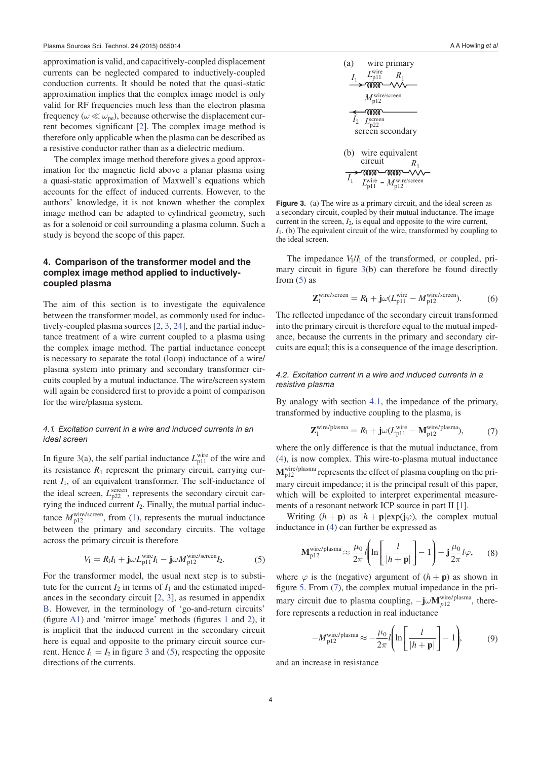approximation is valid, and capacitively-coupled displacement currents can be neglected compared to inductively-coupled conduction currents. It should be noted that the quasi-static approximation implies that the complex image model is only valid for RF frequencies much less than the electron plasma frequency ($\omega \ll \omega_{pe}$), because otherwise the displacement current becomes significant [2]. The complex image method is therefore only applicable when the plasma can be described as a resistive conductor rather than as a dielectric medium.

The complex image method therefore gives a good approximation for the magnetic field above a planar plasma using a quasi-static approximation of Maxwell's equations which accounts for the effect of induced currents. However, to the authors' knowledge, it is not known whether the complex image method can be adapted to cylindrical geometry, such as for a solenoid or coil surrounding a plasma column. Such a study is beyond the scope of this paper.

## 4. Comparison of the transformer model and the complex image method applied to inductively-coupled plasma

The aim of this section is to investigate the equivalence between the transformer model, as commonly used for inductively-coupled plasma sources [2, 3, 24], and the partial inductance treatment of a wire current coupled to a plasma using the complex image method. The partial inductance concept is necessary to separate the total (loop) inductance of a wire/plasma system into primary and secondary transformer circuits coupled by a mutual inductance. The wire/screen system will again be considered first to provide a point of comparison for the wire/plasma system.

### *4.1. Excitation current in a wire and induced currents in an ideal screen*

In figure 3(a), the self partial inductance $L_{p11}^{wire}$ of the wire and its resistance $R_1$ represent the primary circuit, carrying current $I_1$, of an equivalent transformer. The self-inductance of the ideal screen, $L_{p22}^{screen}$, represents the secondary circuit carrying the induced current $I_2$. Finally, the mutual partial inductance $M_{p12}^{wire/screen}$, from (1), represents the mutual inductance between the primary and secondary circuits. The voltage across the primary circuit is therefore

$$V_1 = R_1 I_1 + \mathbf{j}\omega L_{p11}^{wire} I_1 - \mathbf{j}\omega M_{p12}^{wire/screen} I_2. \tag{5}$$

For the transformer model, the usual next step is to substitute for the current $I_2$ in terms of $I_1$ and the estimated impedances in the secondary circuit [2, 3], as resumed in appendix B. However, in the terminology of 'go-and-return circuits' (figure A1) and 'mirror image' methods (figures 1 and 2), it is implicit that the induced current in the secondary circuit here is equal and opposite to the primary circuit source current. Hence $I_1 = I_2$ in figure 3 and (5), respecting the opposite directions of the currents.

(a) wire primary

$I_1$ $L_{p11}^{wire}$ $R_1$

$M_{p12}^{wire/screen}$

$I_2$ $L_{p22}^{screen}$

screen secondary

(b) wire equivalent circuit

$R_1$

$I_1$ $L_{p11}^{wire} - M_{p12}^{wire/screen}$

**Figure 3.** (a) The wire as a primary circuit, and the ideal screen as a secondary circuit, coupled by their mutual inductance. The image current in the screen, $I_2$, is equal and opposite to the wire current, $I_1$. (b) The equivalent circuit of the wire, transformed by coupling to the ideal screen.

The impedance $V_1/I_1$ of the transformed, or coupled, primary circuit in figure 3(b) can therefore be found directly from (5) as

$$\mathbf{Z}_1^{wire/screen} = R_1 + \mathbf{j}\omega(L_{p11}^{wire} - M_{p12}^{wire/screen}). \tag{6}$$

The reflected impedance of the secondary circuit transformed into the primary circuit is therefore equal to the mutual impedance, because the currents in the primary and secondary circuits are equal; this is a consequence of the image description.

### *4.2. Excitation current in a wire and induced currents in a resistive plasma*

By analogy with section 4.1, the impedance of the primary, transformed by inductive coupling to the plasma, is

$$\mathbf{Z}_1^{wire/plasma} = R_1 + \mathbf{j}\omega(L_{p11}^{wire} - \mathbf{M}_{p12}^{wire/plasma}), \tag{7}$$

where the only difference is that the mutual inductance, from (4), is now complex. This wire-to-plasma mutual inductance $\mathbf{M}_{p12}^{wire/plasma}$ represents the effect of plasma coupling on the primary circuit impedance; it is the principal result of this paper, which will be exploited to interpret experimental measurements of a resonant network ICP source in part II [1].

Writing $(h + \mathbf{p})$ as $|h + \mathbf{p}|\exp(\mathbf{j}\varphi)$, the complex mutual inductance in (4) can further be expressed as

$$\mathbf{M}_{p12}^{wire/plasma} \approx \frac{\mu_0}{2\pi} l\left(\ln\left[\frac{l}{|h + \mathbf{p}|}\right] - 1\right) - \mathbf{j}\frac{\mu_0}{2\pi} l\varphi, \tag{8}$$

where $\varphi$ is the (negative) argument of $(h + \mathbf{p})$ as shown in figure 5. From (7), the complex mutual impedance in the primary circuit due to plasma coupling, $-\mathbf{j}\omega\mathbf{M}_{p12}^{wire/plasma}$, therefore represents a reduction in real inductance

$$-M_{p12}^{wire/plasma} \approx -\frac{\mu_0}{2\pi} l\left(\ln\left[\frac{l}{|h + \mathbf{p}|}\right] - 1\right), \tag{9}$$

and an increase in resistance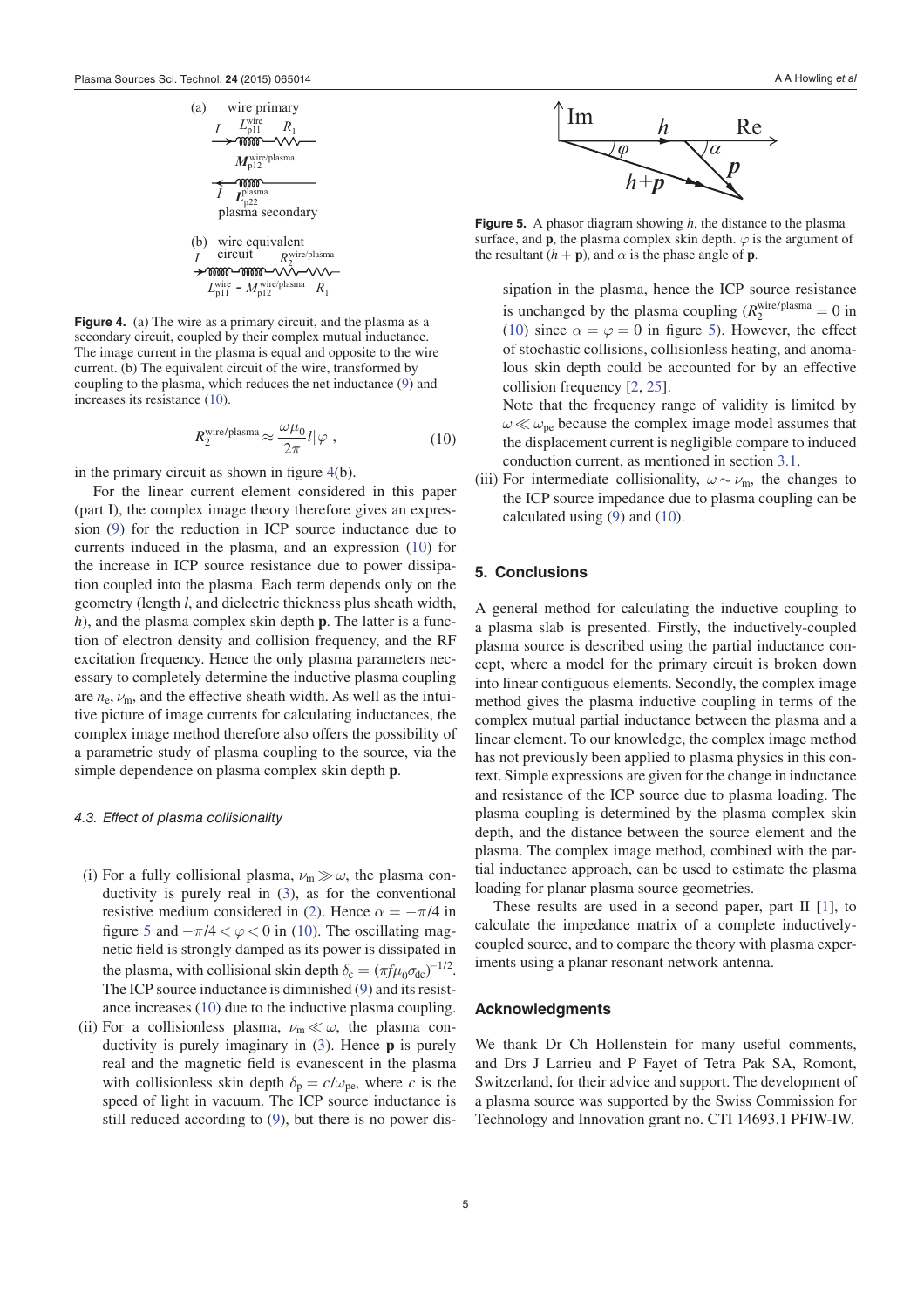(a) wire primary

$I$ $L_{p11}^{wire}$ $R_1$

$M_{p12}^{wire/plasma}$

$I$ $L_{p22}^{plasma}$

plasma secondary

(b) wire equivalent circuit

$I$ $R_2^{wire/plasma}$

$L_{p11}^{wire}$ - $M_{p12}^{wire/plasma}$ $R_1$

**Figure 4.** (a) The wire as a primary circuit, and the plasma as a secondary circuit, coupled by their complex mutual inductance. The image current in the plasma is equal and opposite to the wire current. (b) The equivalent circuit of the wire, transformed by coupling to the plasma, which reduces the net inductance (9) and increases its resistance (10).

$$R_2^{\text{wire/plasma}} \approx \frac{\omega\mu_0}{2\pi} l|\varphi|, \tag{10}$$

in the primary circuit as shown in figure 4(b).

For the linear current element considered in this paper (part I), the complex image theory therefore gives an expression (9) for the reduction in ICP source inductance due to currents induced in the plasma, and an expression (10) for the increase in ICP source resistance due to power dissipation coupled into the plasma. Each term depends only on the geometry (length $l$, and dielectric thickness plus sheath width, $h$), and the plasma complex skin depth $\mathbf{p}$. The latter is a function of electron density and collision frequency, and the RF excitation frequency. Hence the only plasma parameters necessary to completely determine the inductive plasma coupling are $n_e$, $\nu_m$, and the effective sheath width. As well as the intuitive picture of image currents for calculating inductances, the complex image method therefore also offers the possibility of a parametric study of plasma coupling to the source, via the simple dependence on plasma complex skin depth $\mathbf{p}$.

### *4.3. Effect of plasma collisionality*

(i) For a fully collisional plasma, $\nu_m \gg \omega$, the plasma conductivity is purely real in (3), as for the conventional resistive medium considered in (2). Hence $\alpha = -\pi/4$ in figure 5 and $-\pi/4 < \varphi < 0$ in (10). The oscillating magnetic field is strongly damped as its power is dissipated in the plasma, with collisional skin depth $\delta_c = (\pi f \mu_0 \sigma_{dc})^{-1/2}$. The ICP source inductance is diminished (9) and its resistance increases (10) due to the inductive plasma coupling.

(ii) For a collisionless plasma, $\nu_m \ll \omega$, the plasma conductivity is purely imaginary in (3). Hence $\mathbf{p}$ is purely real and the magnetic field is evanescent in the plasma with collisionless skin depth $\delta_p = c/\omega_{pe}$, where $c$ is the speed of light in vacuum. The ICP source inductance is still reduced according to (9), but there is no power dissipation in the plasma, hence the ICP source resistance is unchanged by the plasma coupling ($R_2^{\text{wire/plasma}} = 0$ in (10) since $\alpha = \varphi = 0$ in figure 5). However, the effect of stochastic collisions, collisionless heating, and anomalous skin depth could be accounted for by an effective collision frequency [2, 25].

Note that the frequency range of validity is limited by $\omega \ll \omega_{pe}$ because the complex image model assumes that the displacement current is negligible compare to induced conduction current, as mentioned in section 3.1.

(iii) For intermediate collisionality, $\omega \sim \nu_m$, the changes to the ICP source impedance due to plasma coupling can be calculated using (9) and (10).

Im $h$ Re $\varphi$ $\alpha$ $\mathbf{p}$ $h+\mathbf{p}$

**Figure 5.** A phasor diagram showing $h$, the distance to the plasma surface, and $\mathbf{p}$, the plasma complex skin depth. $\varphi$ is the argument of the resultant $(h + \mathbf{p})$, and $\alpha$ is the phase angle of $\mathbf{p}$.

## 5. Conclusions

A general method for calculating the inductive coupling to a plasma slab is presented. Firstly, the inductively-coupled plasma source is described using the partial inductance concept, where a model for the primary circuit is broken down into linear contiguous elements. Secondly, the complex image method gives the plasma inductive coupling in terms of the complex mutual partial inductance between the plasma and a linear element. To our knowledge, the complex image method has not previously been applied to plasma physics in this context. Simple expressions are given for the change in inductance and resistance of the ICP source due to plasma loading. The plasma coupling is determined by the plasma complex skin depth, and the distance between the source element and the plasma. The complex image method, combined with the partial inductance approach, can be used to estimate the plasma loading for planar plasma source geometries.

These results are used in a second paper, part II [1], to calculate the impedance matrix of a complete inductively-coupled source, and to compare the theory with plasma experiments using a planar resonant network antenna.

## Acknowledgments

We thank Dr Ch Hollenstein for many useful comments, and Drs J Larrieu and P Fayet of Tetra Pak SA, Romont, Switzerland, for their advice and support. The development of a plasma source was supported by the Swiss Commission for Technology and Innovation grant no. CTI 14693.1 PFIW-IW.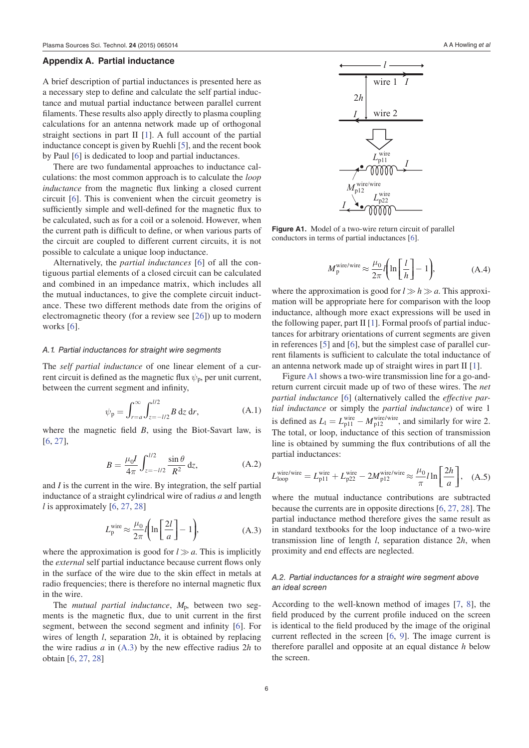## Appendix A. Partial inductance

A brief description of partial inductances is presented here as a necessary step to define and calculate the self partial inductance and mutual partial inductance between parallel current filaments. These results also apply directly to plasma coupling calculations for an antenna network made up of orthogonal straight sections in part II [1]. A full account of the partial inductance concept is given by Ruehli [5], and the recent book by Paul [6] is dedicated to loop and partial inductances.

There are two fundamental approaches to inductance calculations: the most common approach is to calculate the *loop inductance* from the magnetic flux linking a closed current circuit [6]. This is convenient when the circuit geometry is sufficiently simple and well-defined for the magnetic flux to be calculated, such as for a coil or a solenoid. However, when the current path is difficult to define, or when various parts of the circuit are coupled to different current circuits, it is not possible to calculate a unique loop inductance.

Alternatively, the *partial inductances* [6] of all the contiguous partial elements of a closed circuit can be calculated and combined in an impedance matrix, which includes all the mutual inductances, to give the complete circuit inductance. These two different methods date from the origins of electromagnetic theory (for a review see [26]) up to modern works [6].

### A.1. Partial inductances for straight wire segments

The *self partial inductance* of one linear element of a current circuit is defined as the magnetic flux $\psi_p$, per unit current, between the current segment and infinity,

$$\psi_p = \int_{r=a}^{\infty}\int_{z=-l/2}^{l/2} B \, dz \, dr, \tag{A.1}$$

where the magnetic field $B$, using the Biot-Savart law, is [6, 27],

$$B = \frac{\mu_0 I}{4\pi}\int_{z=-l/2}^{l/2} \frac{\sin\theta}{R^2} dz, \tag{A.2}$$

and $I$ is the current in the wire. By integration, the self partial inductance of a straight cylindrical wire of radius $a$ and length $l$ is approximately [6, 27, 28]

$$L_p^{\text{wire}} \approx \frac{\mu_0}{2\pi} l \left( \ln\left[\frac{2l}{a}\right] - 1 \right), \tag{A.3}$$

where the approximation is good for $l \gg a$. This is implicitly the *external* self partial inductance because current flows only in the surface of the wire due to the skin effect in metals at radio frequencies; there is therefore no internal magnetic flux in the wire.

The *mutual partial inductance*, $M_p$, between two segments is the magnetic flux, due to unit current in the first segment, between the second segment and infinity [6]. For wires of length $l$, separation $2h$, it is obtained by replacing the wire radius $a$ in (A.3) by the new effective radius $2h$ to obtain [6, 27, 28]

Figure A1. Model of a two-wire return circuit of parallel conductors in terms of partial inductances [6].

$$M_p^{\text{wire/wire}} \approx \frac{\mu_0}{2\pi} l \left( \ln\left[\frac{l}{h}\right] - 1 \right), \tag{A.4}$$

where the approximation is good for $l \gg h \gg a$. This approximation will be appropriate here for comparison with the loop inductance, although more exact expressions will be used in the following paper, part II [1]. Formal proofs of partial inductances for arbitrary orientations of current segments are given in references [5] and [6], but the simplest case of parallel current filaments is sufficient to calculate the total inductance of an antenna network made up of straight wires in part II [1].

Figure A1 shows a two-wire transmission line for a go-and-return current circuit made up of two of these wires. The *net partial inductance* [6] (alternatively called the *effective partial inductance* or simply the *partial inductance*) of wire 1 is defined as $L_1 = L_{p11}^{\text{wire}} - M_{p12}^{\text{wire/wire}}$, and similarly for wire 2. The total, or loop, inductance of this section of transmission line is obtained by summing the flux contributions of all the partial inductances:

$$L_{\text{loop}}^{\text{wire/wire}} = L_{p11}^{\text{wire}} + L_{p22}^{\text{wire}} - 2M_{p12}^{\text{wire/wire}} \approx \frac{\mu_0}{\pi} l \ln\left[\frac{2h}{a}\right], \tag{A.5}$$

where the mutual inductance contributions are subtracted because the currents are in opposite directions [6, 27, 28]. The partial inductance method therefore gives the same result as in standard textbooks for the loop inductance of a two-wire transmission line of length $l$, separation distance $2h$, when proximity and end effects are neglected.

### A.2. Partial inductances for a straight wire segment above an ideal screen

According to the well-known method of images [7, 8], the field produced by the current profile induced on the screen is identical to the field produced by the image of the original current reflected in the screen [6, 9]. The image current is therefore parallel and opposite at an equal distance $h$ below the screen.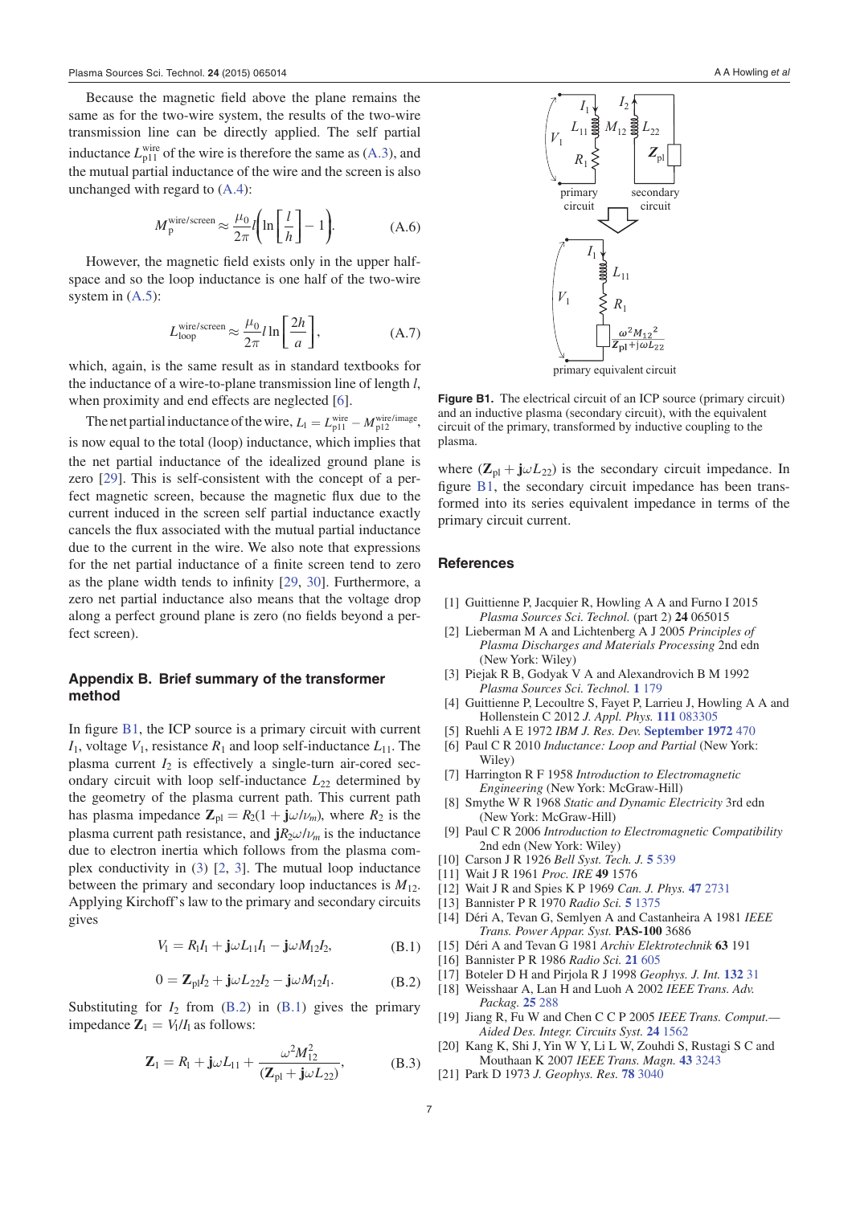Because the magnetic field above the plane remains the same as for the two-wire system, the results of the two-wire transmission line can be directly applied. The self partial inductance $L_{\rm p11}^{\rm wire}$ of the wire is therefore the same as (A.3), and the mutual partial inductance of the wire and the screen is also unchanged with regard to (A.4):

$$M_{\rm p}^{\rm wire/screen} \approx \frac{\mu_0}{2\pi} l \left( \ln\left[\frac{l}{h}\right] - 1 \right). \tag{A.6}$$

However, the magnetic field exists only in the upper half-space and so the loop inductance is one half of the two-wire system in (A.5):

$$L_{\rm loop}^{\rm wire/screen} \approx \frac{\mu_0}{2\pi} l \ln\left[\frac{2h}{a}\right], \tag{A.7}$$

which, again, is the same result as in standard textbooks for the inductance of a wire-to-plane transmission line of length $l$, when proximity and end effects are neglected [6].

The net partial inductance of the wire, $L_1 = L_{\rm p11}^{\rm wire} - M_{\rm p12}^{\rm wire/image}$, is now equal to the total (loop) inductance, which implies that the net partial inductance of the idealized ground plane is zero [29]. This is self-consistent with the concept of a perfect magnetic screen, because the magnetic flux due to the current induced in the screen self partial inductance exactly cancels the flux associated with the mutual partial inductance due to the current in the wire. We also note that expressions for the net partial inductance of a finite screen tend to zero as the plane width tends to infinity [29, 30]. Furthermore, a zero net partial inductance also means that the voltage drop along a perfect ground plane is zero (no fields beyond a perfect screen).

## Appendix B. Brief summary of the transformer method

In figure B1, the ICP source is a primary circuit with current $I_1$, voltage $V_1$, resistance $R_1$ and loop self-inductance $L_{11}$. The plasma current $I_2$ is effectively a single-turn air-cored secondary circuit with loop self-inductance $L_{22}$ determined by the geometry of the plasma current path. This current path has plasma impedance $\mathbf{Z}_{\rm pl} = R_2(1 + \mathbf{j}\omega/\nu_m)$, where $R_2$ is the plasma current path resistance, and $\mathbf{j}R_2\omega/\nu_m$ is the inductance due to electron inertia which follows from the plasma complex conductivity in (3) [2, 3]. The mutual loop inductance between the primary and secondary loop inductances is $M_{12}$. Applying Kirchoff's law to the primary and secondary circuits gives

$$V_1 = R_1 I_1 + \mathbf{j}\omega L_{11} I_1 - \mathbf{j}\omega M_{12} I_2, \tag{B.1}$$

$$0 = \mathbf{Z}_{\rm pl} I_2 + \mathbf{j}\omega L_{22} I_2 - \mathbf{j}\omega M_{12} I_1. \tag{B.2}$$

Substituting for $I_2$ from (B.2) in (B.1) gives the primary impedance $\mathbf{Z}_1 = V_1/I_1$ as follows:

$$\mathbf{Z}_1 = R_1 + \mathbf{j}\omega L_{11} + \frac{\omega^2 M_{12}^2}{(\mathbf{Z}_{\rm pl} + \mathbf{j}\omega L_{22})}, \tag{B.3}$$

$I_1$ $I_2$
$V_1$ $L_{11}$ $M_{12}$ $L_{22}$ $\mathbf{Z}_{\rm pl}$
$R_1$
primary circuit
secondary circuit
$I_1$
$L_{11}$
$V_1$
$R_1$
$\frac{\omega^2 M_{12}^2}{\mathbf{Z}_{\rm pl}+\mathbf{j}\omega L_{22}}$
primary equivalent circuit

**Figure B1.** The electrical circuit of an ICP source (primary circuit) and an inductive plasma (secondary circuit), with the equivalent circuit of the primary, transformed by inductive coupling to the plasma.

where $(\mathbf{Z}_{\rm pl} + \mathbf{j}\omega L_{22})$ is the secondary circuit impedance. In figure B1, the secondary circuit impedance has been transformed into its series equivalent impedance in terms of the primary circuit current.

## References

[1] Guittienne P, Jacquier R, Howling A A and Furno I 2015 *Plasma Sources Sci. Technol.* (part 2) **24** 065015

[2] Lieberman M A and Lichtenberg A J 2005 *Principles of Plasma Discharges and Materials Processing* 2nd edn (New York: Wiley)

[3] Piejak R B, Godyak V A and Alexandrovich B M 1992 *Plasma Sources Sci. Technol.* **1** 179

[4] Guittienne P, Lecoultre S, Fayet P, Larrieu J, Howling A A and Hollenstein C 2012 *J. Appl. Phys.* **111** 083305

[5] Ruehli A E 1972 *IBM J. Res. Dev.* **September 1972** 470

[6] Paul C R 2010 *Inductance: Loop and Partial* (New York: Wiley)

[7] Harrington R F 1958 *Introduction to Electromagnetic Engineering* (New York: McGraw-Hill)

[8] Smythe W R 1968 *Static and Dynamic Electricity* 3rd edn (New York: McGraw-Hill)

[9] Paul C R 2006 *Introduction to Electromagnetic Compatibility* 2nd edn (New York: Wiley)

[10] Carson J R 1926 *Bell Syst. Tech. J.* **5** 539

[11] Wait J R 1961 *Proc. IRE* **49** 1576

[12] Wait J R and Spies K P 1969 *Can. J. Phys.* **47** 2731

[13] Bannister P R 1970 *Radio Sci.* **5** 1375

[14] Déri A, Tevan G, Semlyen A and Castanheira A 1981 *IEEE Trans. Power Appar. Syst.* **PAS-100** 3686

[15] Déri A and Tevan G 1981 *Archiv Elektrotechnik* **63** 191

[16] Bannister P R 1986 *Radio Sci.* **21** 605

[17] Boteler D H and Pirjola R J 1998 *Geophys. J. Int.* **132** 31

[18] Weisshaar A, Lan H and Luoh A 2002 *IEEE Trans. Adv. Packag.* **25** 288

[19] Jiang R, Fu W and Chen C C P 2005 *IEEE Trans. Comput.—Aided Des. Integr. Circuits Syst.* **24** 1562

[20] Kang K, Shi J, Yin W Y, Li L W, Zouhdi S, Rustagi S C and Mouthaan K 2007 *IEEE Trans. Magn.* **43** 3243

[21] Park D 1973 *J. Geophys. Res.* **78** 3040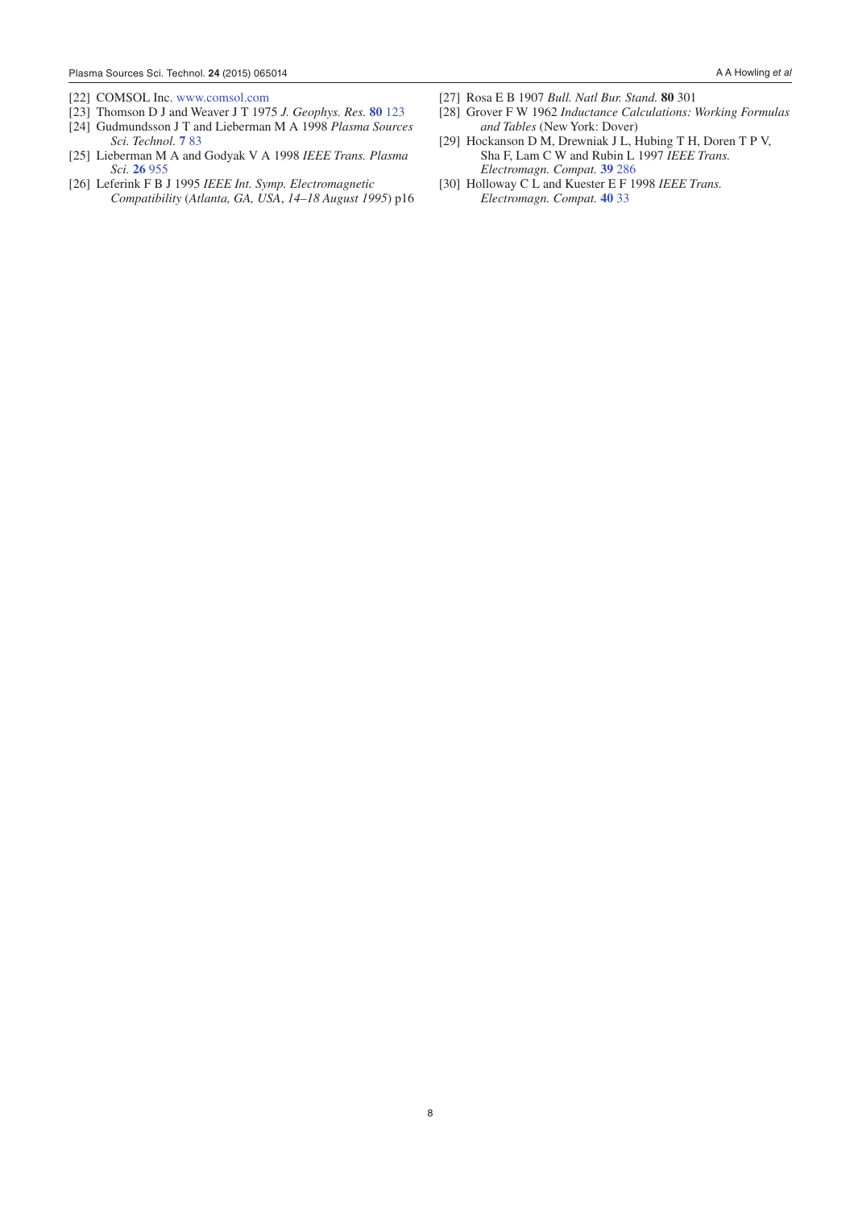[22] COMSOL Inc. www.comsol.com

[23] Thomson D J and Weaver J T 1975 *J. Geophys. Res.* **80** 123

[24] Gudmundsson J T and Lieberman M A 1998 *Plasma Sources Sci. Technol.* **7** 83

[25] Lieberman M A and Godyak V A 1998 *IEEE Trans. Plasma Sci.* **26** 955

[26] Leferink F B J 1995 *IEEE Int. Symp. Electromagnetic Compatibility* (*Atlanta, GA, USA*, *14–18 August 1995*) p16

[27] Rosa E B 1907 *Bull. Natl Bur. Stand.* **80** 301

[28] Grover F W 1962 *Inductance Calculations: Working Formulas and Tables* (New York: Dover)

[29] Hockanson D M, Drewniak J L, Hubing T H, Doren T P V, Sha F, Lam C W and Rubin L 1997 *IEEE Trans. Electromagn. Compat.* **39** 286

[30] Holloway C L and Kuester E F 1998 *IEEE Trans. Electromagn. Compat.* **40** 33